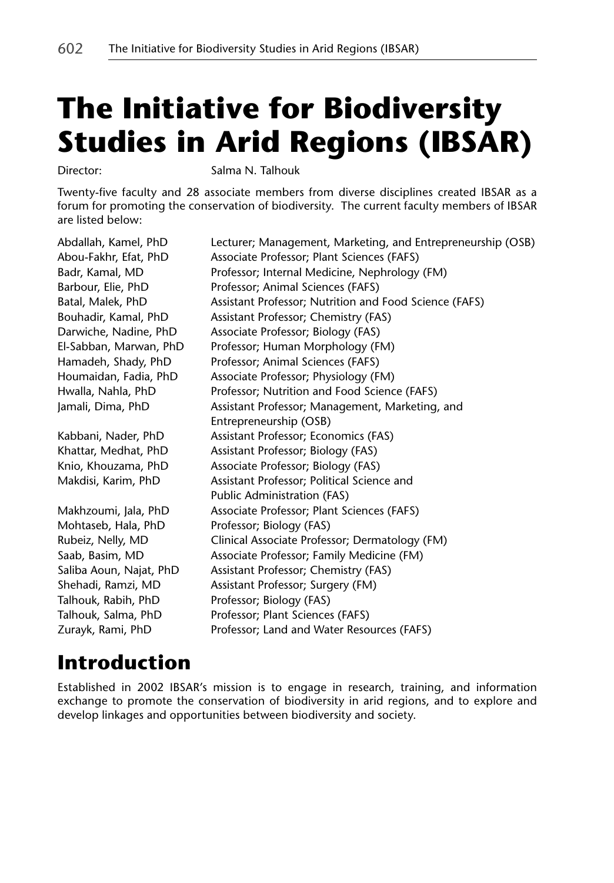# The Initiative for Biodiversity Studies in Arid Regions (IBSAR)

Director: Salma N. Talhouk

Twenty-five faculty and 28 associate members from diverse disciplines created IBSAR as a forum for promoting the conservation of biodiversity. The current faculty members of IBSAR are listed below:

| | |
|---|---|
| Abdallah, Kamel, PhD | Lecturer; Management, Marketing, and Entrepreneurship (OSB) |
| Abou-Fakhr, Efat, PhD | Associate Professor; Plant Sciences (FAFS) |
| Badr, Kamal, MD | Professor; Internal Medicine, Nephrology (FM) |
| Barbour, Elie, PhD | Professor; Animal Sciences (FAFS) |
| Batal, Malek, PhD | Assistant Professor; Nutrition and Food Science (FAFS) |
| Bouhadir, Kamal, PhD | Assistant Professor; Chemistry (FAS) |
| Darwiche, Nadine, PhD | Associate Professor; Biology (FAS) |
| El-Sabban, Marwan, PhD | Professor; Human Morphology (FM) |
| Hamadeh, Shady, PhD | Professor; Animal Sciences (FAFS) |
| Houmaidan, Fadia, PhD | Associate Professor; Physiology (FM) |
| Hwalla, Nahla, PhD | Professor; Nutrition and Food Science (FAFS) |
| Jamali, Dima, PhD | Assistant Professor; Management, Marketing, and Entrepreneurship (OSB) |
| Kabbani, Nader, PhD | Assistant Professor; Economics (FAS) |
| Khattar, Medhat, PhD | Assistant Professor; Biology (FAS) |
| Knio, Khouzama, PhD | Associate Professor; Biology (FAS) |
| Makdisi, Karim, PhD | Assistant Professor; Political Science and Public Administration (FAS) |
| Makhzoumi, Jala, PhD | Associate Professor; Plant Sciences (FAFS) |
| Mohtaseb, Hala, PhD | Professor; Biology (FAS) |
| Rubeiz, Nelly, MD | Clinical Associate Professor; Dermatology (FM) |
| Saab, Basim, MD | Associate Professor; Family Medicine (FM) |
| Saliba Aoun, Najat, PhD | Assistant Professor; Chemistry (FAS) |
| Shehadi, Ramzi, MD | Assistant Professor; Surgery (FM) |
| Talhouk, Rabih, PhD | Professor; Biology (FAS) |
| Talhouk, Salma, PhD | Professor; Plant Sciences (FAFS) |
| Zurayk, Rami, PhD | Professor; Land and Water Resources (FAFS) |

## Introduction

Established in 2002 IBSAR's mission is to engage in research, training, and information exchange to promote the conservation of biodiversity in arid regions, and to explore and develop linkages and opportunities between biodiversity and society.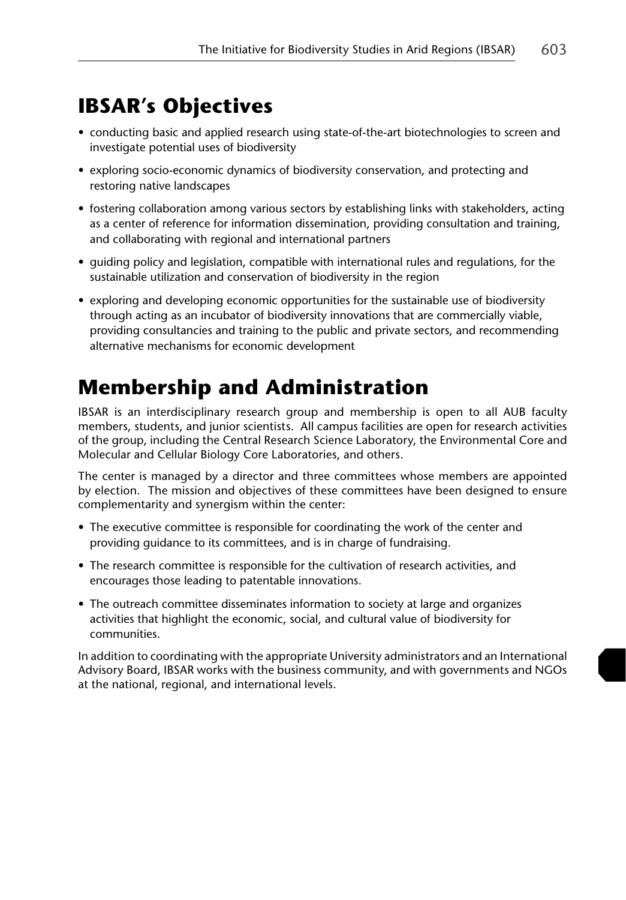# IBSAR's Objectives

- conducting basic and applied research using state-of-the-art biotechnologies to screen and investigate potential uses of biodiversity
- exploring socio-economic dynamics of biodiversity conservation, and protecting and restoring native landscapes
- fostering collaboration among various sectors by establishing links with stakeholders, acting as a center of reference for information dissemination, providing consultation and training, and collaborating with regional and international partners
- guiding policy and legislation, compatible with international rules and regulations, for the sustainable utilization and conservation of biodiversity in the region
- exploring and developing economic opportunities for the sustainable use of biodiversity through acting as an incubator of biodiversity innovations that are commercially viable, providing consultancies and training to the public and private sectors, and recommending alternative mechanisms for economic development

# Membership and Administration

IBSAR is an interdisciplinary research group and membership is open to all AUB faculty members, students, and junior scientists. All campus facilities are open for research activities of the group, including the Central Research Science Laboratory, the Environmental Core and Molecular and Cellular Biology Core Laboratories, and others.

The center is managed by a director and three committees whose members are appointed by election. The mission and objectives of these committees have been designed to ensure complementarity and synergism within the center:

- The executive committee is responsible for coordinating the work of the center and providing guidance to its committees, and is in charge of fundraising.
- The research committee is responsible for the cultivation of research activities, and encourages those leading to patentable innovations.
- The outreach committee disseminates information to society at large and organizes activities that highlight the economic, social, and cultural value of biodiversity for communities.

In addition to coordinating with the appropriate University administrators and an International Advisory Board, IBSAR works with the business community, and with governments and NGOs at the national, regional, and international levels.